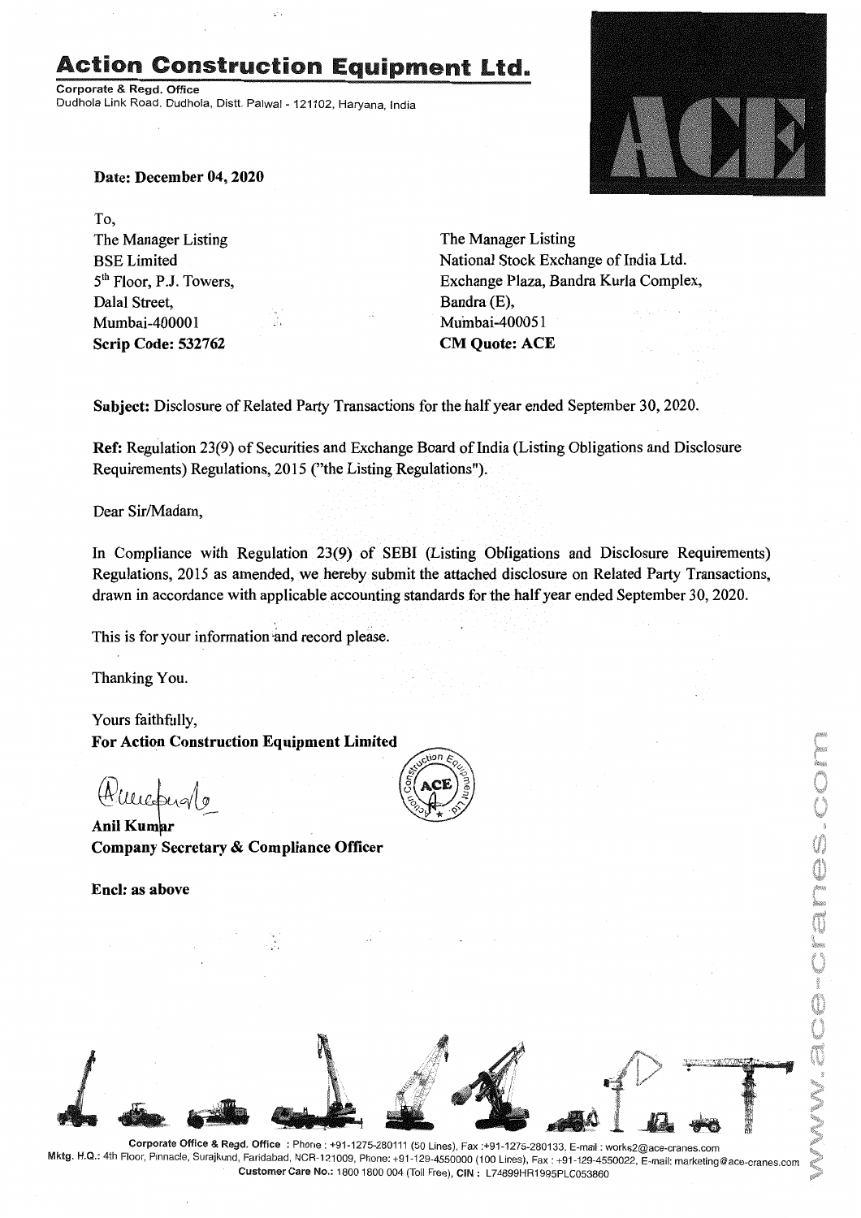# Action Construction Equipment Ltd.

**Corporate & Regd. Office**
Dudhola Link Road, Dudhola, Distt. Palwal - 121102, Haryana, India

**Date: December 04, 2020**

To,

| | |
|---|---|
| The Manager Listing | The Manager Listing |
| BSE Limited | National Stock Exchange of India Ltd. |
| 5th Floor, P.J. Towers, | Exchange Plaza, Bandra Kurla Complex, |
| Dalal Street, | Bandra (E), |
| Mumbai-400001 | Mumbai-400051 |
| **Scrip Code: 532762** | **CM Quote: ACE** |

**Subject:** Disclosure of Related Party Transactions for the half year ended September 30, 2020.

**Ref:** Regulation 23(9) of Securities and Exchange Board of India (Listing Obligations and Disclosure Requirements) Regulations, 2015 ("the Listing Regulations").

Dear Sir/Madam,

In Compliance with Regulation 23(9) of SEBI (Listing Obligations and Disclosure Requirements) Regulations, 2015 as amended, we hereby submit the attached disclosure on Related Party Transactions, drawn in accordance with applicable accounting standards for the half year ended September 30, 2020.

This is for your information and record please.

Thanking You.

Yours faithfully,
**For Action Construction Equipment Limited**

**Anil Kumar**
**Company Secretary & Compliance Officer**

**Encl: as above**

**Corporate Office & Regd. Office** : Phone : +91-1275-280111 (50 Lines), Fax :+91-1275-280133, E-mail : works2@ace-cranes.com
**Mktg. H.Q.:** 4th Floor, Pinnacle, Surajkund, Faridabad, NCR-121009, Phone: +91-129-4550000 (100 Lines), Fax : +91-129-4550022, E-mail: marketing@ace-cranes.com
**Customer Care No.:** 1800 1800 004 (Toll Free), **CIN** : L74899HR1995PLC053860

www.ace-cranes.com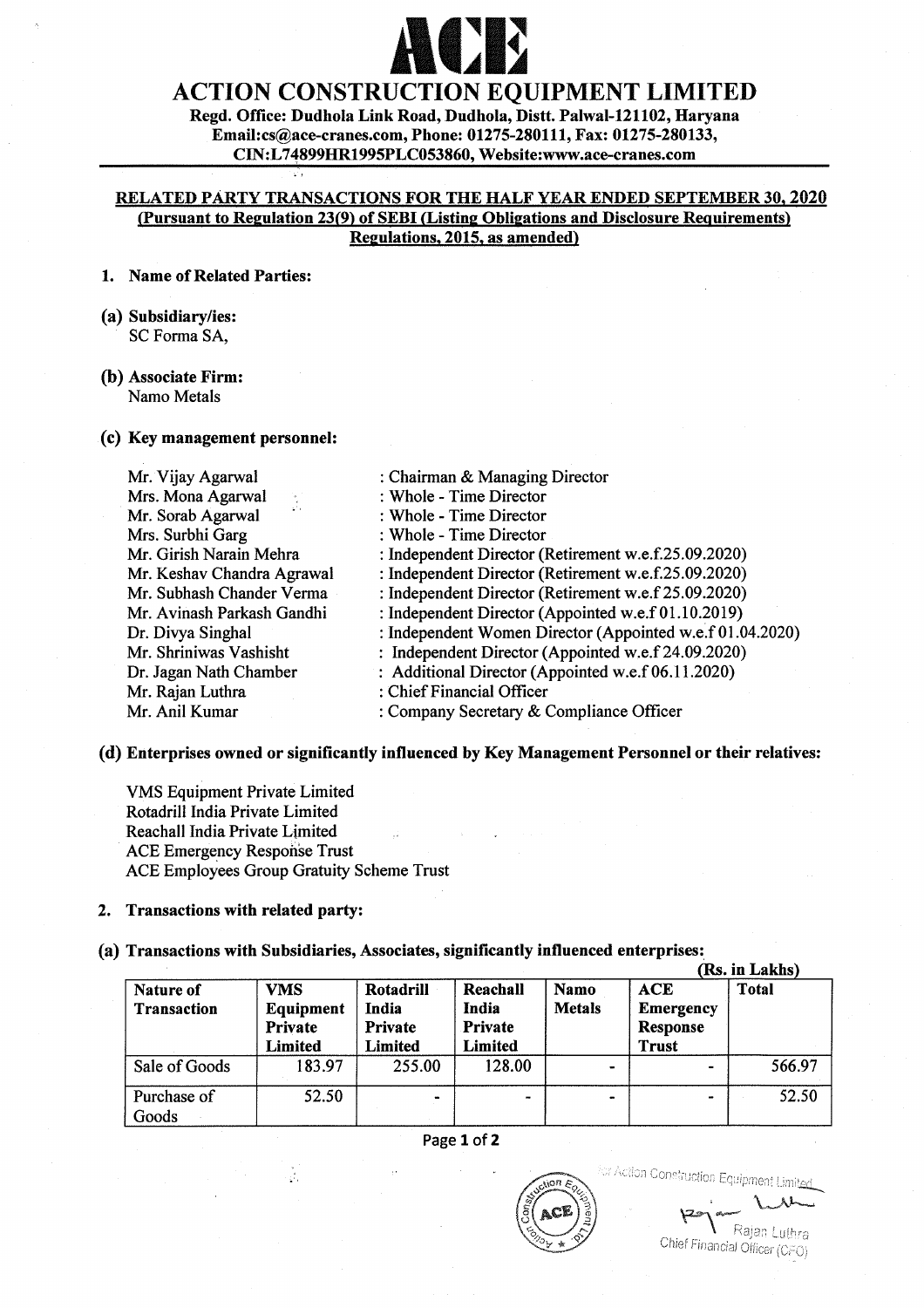# ACE

## ACTION CONSTRUCTION EQUIPMENT LIMITED

**Regd. Office: Dudhola Link Road, Dudhola, Distt. Palwal-121102, Haryana**
**Email:cs@ace-cranes.com, Phone: 01275-280111, Fax: 01275-280133,**
**CIN:L74899HR1995PLC053860, Website:www.ace-cranes.com**

**RELATED PARTY TRANSACTIONS FOR THE HALF YEAR ENDED SEPTEMBER 30, 2020**
**(Pursuant to Regulation 23(9) of SEBI (Listing Obligations and Disclosure Requirements) Regulations, 2015, as amended)**

**1. Name of Related Parties:**

**(a) Subsidiary/ies:**
SC Forma SA,

**(b) Associate Firm:**
Namo Metals

**(c) Key management personnel:**

| | |
|---|---|
| Mr. Vijay Agarwal | : Chairman & Managing Director |
| Mrs. Mona Agarwal | : Whole - Time Director |
| Mr. Sorab Agarwal | : Whole - Time Director |
| Mrs. Surbhi Garg | : Whole - Time Director |
| Mr. Girish Narain Mehra | : Independent Director (Retirement w.e.f.25.09.2020) |
| Mr. Keshav Chandra Agrawal | : Independent Director (Retirement w.e.f.25.09.2020) |
| Mr. Subhash Chander Verma | : Independent Director (Retirement w.e.f 25.09.2020) |
| Mr. Avinash Parkash Gandhi | : Independent Director (Appointed w.e.f 01.10.2019) |
| Dr. Divya Singhal | : Independent Women Director (Appointed w.e.f 01.04.2020) |
| Mr. Shriniwas Vashisht | : Independent Director (Appointed w.e.f 24.09.2020) |
| Dr. Jagan Nath Chamber | : Additional Director (Appointed w.e.f 06.11.2020) |
| Mr. Rajan Luthra | : Chief Financial Officer |
| Mr. Anil Kumar | : Company Secretary & Compliance Officer |

**(d) Enterprises owned or significantly influenced by Key Management Personnel or their relatives:**

VMS Equipment Private Limited
Rotadrill India Private Limited
Reachall India Private Limited
ACE Emergency Response Trust
ACE Employees Group Gratuity Scheme Trust

**2. Transactions with related party:**

**(a) Transactions with Subsidiaries, Associates, significantly influenced enterprises:**

**(Rs. in Lakhs)**

| Nature of Transaction | VMS Equipment Private Limited | Rotadrill India Private Limited | Reachall India Private Limited | Namo Metals | ACE Emergency Response Trust | Total |
|---|---|---|---|---|---|---|
| Sale of Goods | 183.97 | 255.00 | 128.00 | - | - | 566.97 |
| Purchase of Goods | 52.50 | - | - | - | - | 52.50 |

For Action Construction Equipment Limited

Rajan Luthra
Chief Financial Officer (CFO)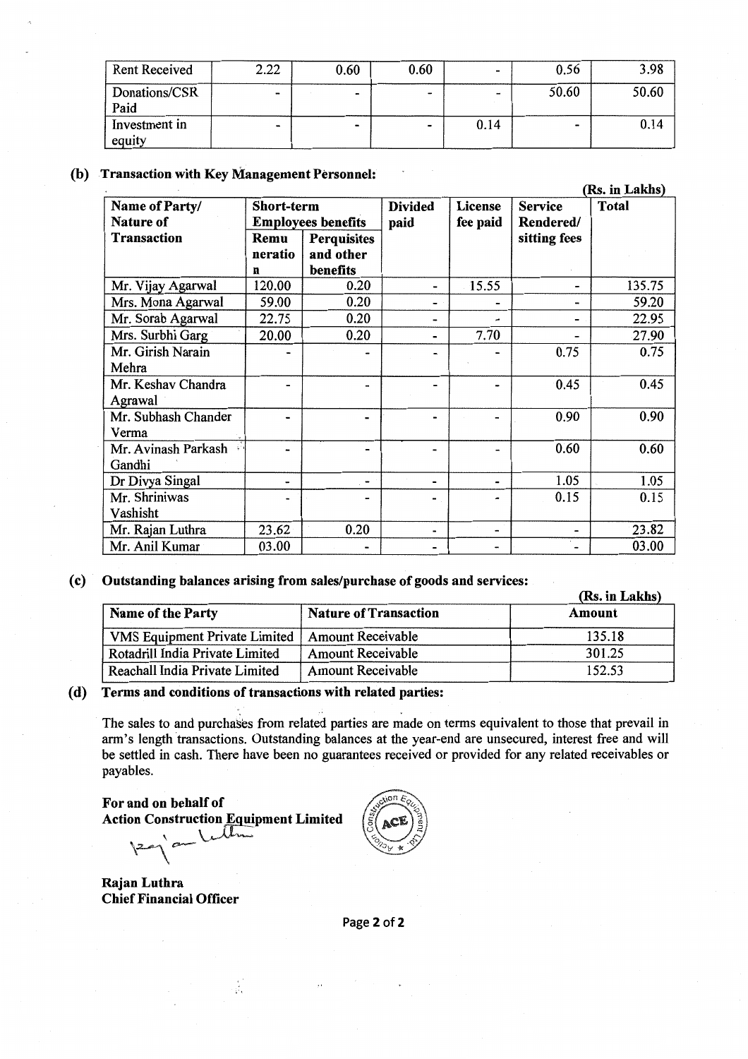| | | | | | | |
|---|---|---|---|---|---|---|
| Rent Received | 2.22 | 0.60 | 0.60 | - | 0.56 | 3.98 |
| Donations/CSR Paid | - | - | - | - | 50.60 | 50.60 |
| Investment in equity | - | - | - | 0.14 | - | 0.14 |

**(b) Transaction with Key Management Personnel:**

(Rs. in Lakhs)

| Name of Party/ Nature of Transaction | Short-term Employees benefits | | Divided paid | License fee paid | Service Rendered/ sitting fees | Total |
|---|---|---|---|---|---|---|
| | Remuneration | Perquisites and other benefits | | | | |
| Mr. Vijay Agarwal | 120.00 | 0.20 | - | 15.55 | - | 135.75 |
| Mrs. Mona Agarwal | 59.00 | 0.20 | - | - | - | 59.20 |
| Mr. Sorab Agarwal | 22.75 | 0.20 | - | - | - | 22.95 |
| Mrs. Surbhi Garg | 20.00 | 0.20 | - | 7.70 | - | 27.90 |
| Mr. Girish Narain Mehra | - | - | - | - | 0.75 | 0.75 |
| Mr. Keshav Chandra Agrawal | - | - | - | - | 0.45 | 0.45 |
| Mr. Subhash Chander Verma | - | - | - | - | 0.90 | 0.90 |
| Mr. Avinash Parkash Gandhi | - | - | - | - | 0.60 | 0.60 |
| Dr Divya Singal | - | - | - | - | 1.05 | 1.05 |
| Mr. Shriniwas Vashisht | - | - | - | - | 0.15 | 0.15 |
| Mr. Rajan Luthra | 23.62 | 0.20 | - | - | - | 23.82 |
| Mr. Anil Kumar | 03.00 | - | - | - | - | 03.00 |

**(c) Outstanding balances arising from sales/purchase of goods and services:**

(Rs. in Lakhs)

| Name of the Party | Nature of Transaction | Amount |
|---|---|---|
| VMS Equipment Private Limited | Amount Receivable | 135.18 |
| Rotadrill India Private Limited | Amount Receivable | 301.25 |
| Reachall India Private Limited | Amount Receivable | 152.53 |

**(d) Terms and conditions of transactions with related parties:**

The sales to and purchases from related parties are made on terms equivalent to those that prevail in arm's length transactions. Outstanding balances at the year-end are unsecured, interest free and will be settled in cash. There have been no guarantees received or provided for any related receivables or payables.

**For and on behalf of**
**Action Construction Equipment Limited**

**Rajan Luthra**
**Chief Financial Officer**